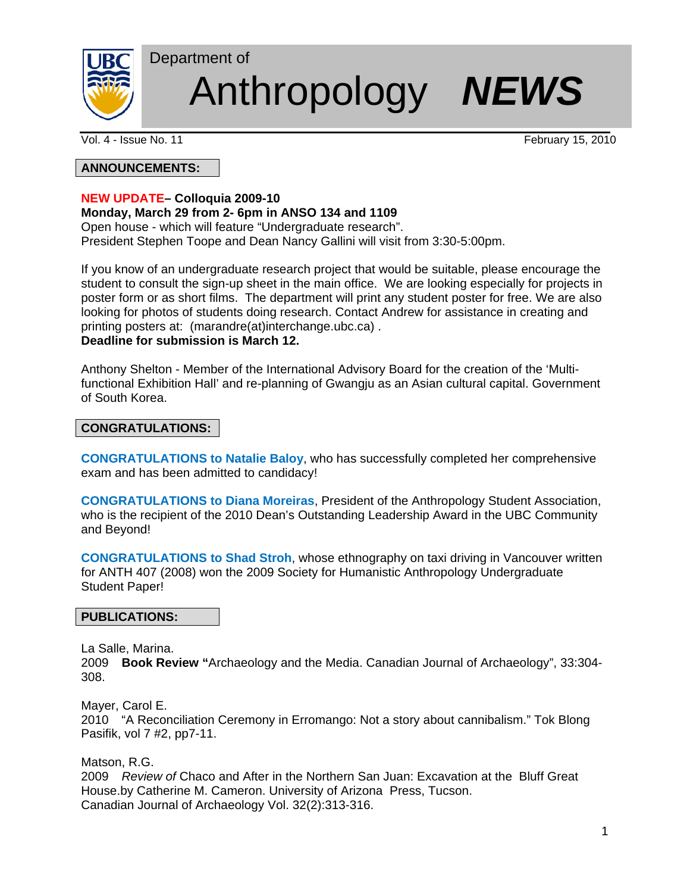Department of

# Anthropology *NEWS*

Vol. 4 - Issue No. 11 February 15, 2010

## ANNOUNCEMENTS:

**NEW UPDATE– Colloquia 2009-10**
**Monday, March 29 from 2- 6pm in ANSO 134 and 1109**
Open house - which will feature "Undergraduate research".
President Stephen Toope and Dean Nancy Gallini will visit from 3:30-5:00pm.

If you know of an undergraduate research project that would be suitable, please encourage the student to consult the sign-up sheet in the main office. We are looking especially for projects in poster form or as short films. The department will print any student poster for free. We are also looking for photos of students doing research. Contact Andrew for assistance in creating and printing posters at: (marandre(at)interchange.ubc.ca) .
**Deadline for submission is March 12.**

Anthony Shelton - Member of the International Advisory Board for the creation of the 'Multi-functional Exhibition Hall' and re-planning of Gwangju as an Asian cultural capital. Government of South Korea.

## CONGRATULATIONS:

**CONGRATULATIONS to Natalie Baloy**, who has successfully completed her comprehensive exam and has been admitted to candidacy!

**CONGRATULATIONS to Diana Moreiras**, President of the Anthropology Student Association, who is the recipient of the 2010 Dean's Outstanding Leadership Award in the UBC Community and Beyond!

**CONGRATULATIONS to Shad Stroh**, whose ethnography on taxi driving in Vancouver written for ANTH 407 (2008) won the 2009 Society for Humanistic Anthropology Undergraduate Student Paper!

## PUBLICATIONS:

La Salle, Marina.
2009 **Book Review "**Archaeology and the Media. Canadian Journal of Archaeology", 33:304-308.

Mayer, Carol E.
2010 "A Reconciliation Ceremony in Erromango: Not a story about cannibalism." Tok Blong Pasifik, vol 7 #2, pp7-11.

Matson, R.G.
2009 *Review of* Chaco and After in the Northern San Juan: Excavation at the Bluff Great House.by Catherine M. Cameron. University of Arizona Press, Tucson.
Canadian Journal of Archaeology Vol. 32(2):313-316.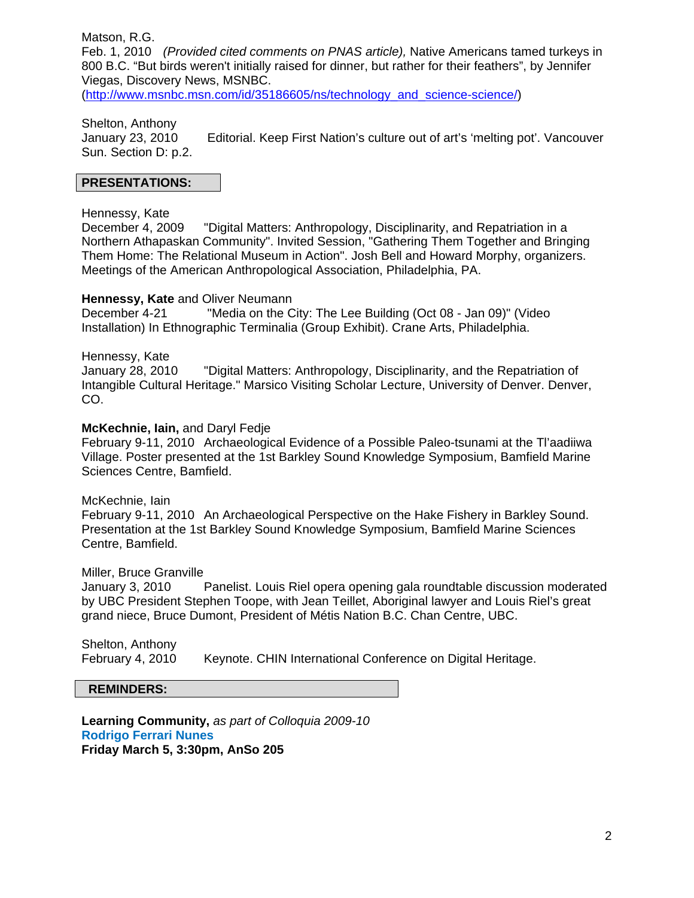Matson, R.G.
Feb. 1, 2010 *(Provided cited comments on PNAS article),* Native Americans tamed turkeys in 800 B.C. "But birds weren't initially raised for dinner, but rather for their feathers", by Jennifer Viegas, Discovery News, MSNBC.
(http://www.msnbc.msn.com/id/35186605/ns/technology_and_science-science/)

Shelton, Anthony
January 23, 2010 Editorial. Keep First Nation's culture out of art's 'melting pot'. Vancouver Sun. Section D: p.2.

## PRESENTATIONS:

Hennessy, Kate
December 4, 2009 "Digital Matters: Anthropology, Disciplinarity, and Repatriation in a Northern Athapaskan Community". Invited Session, "Gathering Them Together and Bringing Them Home: The Relational Museum in Action". Josh Bell and Howard Morphy, organizers. Meetings of the American Anthropological Association, Philadelphia, PA.

**Hennessy, Kate** and Oliver Neumann
December 4-21 "Media on the City: The Lee Building (Oct 08 - Jan 09)" (Video Installation) In Ethnographic Terminalia (Group Exhibit). Crane Arts, Philadelphia.

Hennessy, Kate
January 28, 2010 "Digital Matters: Anthropology, Disciplinarity, and the Repatriation of Intangible Cultural Heritage." Marsico Visiting Scholar Lecture, University of Denver. Denver, CO.

**McKechnie, Iain,** and Daryl Fedje
February 9-11, 2010 Archaeological Evidence of a Possible Paleo-tsunami at the Tl'aadiiwa Village. Poster presented at the 1st Barkley Sound Knowledge Symposium, Bamfield Marine Sciences Centre, Bamfield.

McKechnie, Iain
February 9-11, 2010 An Archaeological Perspective on the Hake Fishery in Barkley Sound. Presentation at the 1st Barkley Sound Knowledge Symposium, Bamfield Marine Sciences Centre, Bamfield.

Miller, Bruce Granville
January 3, 2010 Panelist. Louis Riel opera opening gala roundtable discussion moderated by UBC President Stephen Toope, with Jean Teillet, Aboriginal lawyer and Louis Riel's great grand niece, Bruce Dumont, President of Métis Nation B.C. Chan Centre, UBC.

Shelton, Anthony
February 4, 2010 Keynote. CHIN International Conference on Digital Heritage.

## REMINDERS:

**Learning Community,** *as part of Colloquia 2009-10*
**Rodrigo Ferrari Nunes**
**Friday March 5, 3:30pm, AnSo 205**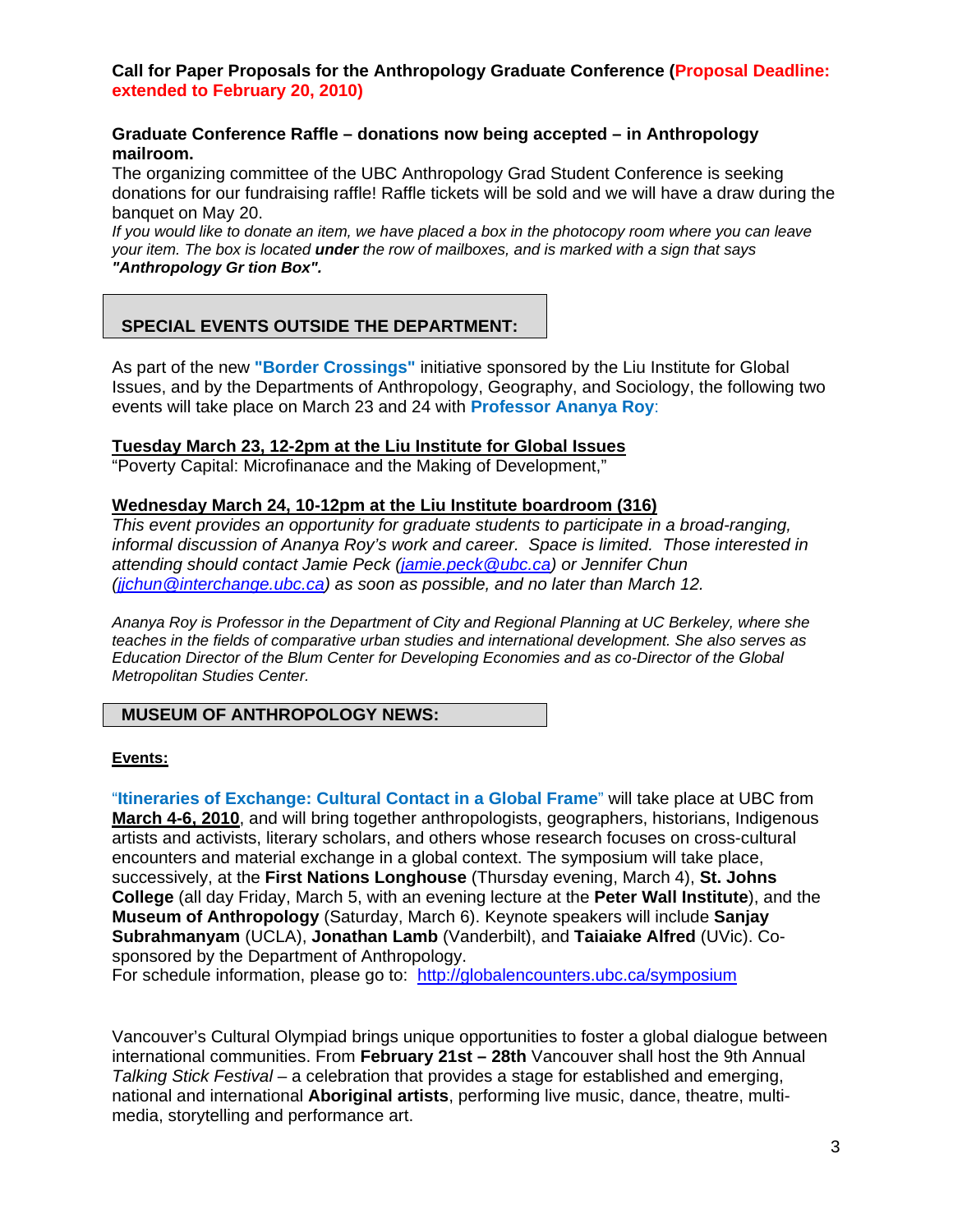**Call for Paper Proposals for the Anthropology Graduate Conference (Proposal Deadline: extended to February 20, 2010)**

**Graduate Conference Raffle – donations now being accepted – in Anthropology mailroom.**

The organizing committee of the UBC Anthropology Grad Student Conference is seeking donations for our fundraising raffle! Raffle tickets will be sold and we will have a draw during the banquet on May 20.

*If you would like to donate an item, we have placed a box in the photocopy room where you can leave your item. The box is located* ***under*** *the row of mailboxes, and is marked with a sign that says* ***"Anthropology Gr tion Box".***

## SPECIAL EVENTS OUTSIDE THE DEPARTMENT:

As part of the new **"Border Crossings"** initiative sponsored by the Liu Institute for Global Issues, and by the Departments of Anthropology, Geography, and Sociology, the following two events will take place on March 23 and 24 with **Professor Ananya Roy**:

**Tuesday March 23, 12-2pm at the Liu Institute for Global Issues**

"Poverty Capital: Microfinanace and the Making of Development,"

**Wednesday March 24, 10-12pm at the Liu Institute boardroom (316)**

*This event provides an opportunity for graduate students to participate in a broad-ranging, informal discussion of Ananya Roy's work and career. Space is limited. Those interested in attending should contact Jamie Peck (jamie.peck@ubc.ca) or Jennifer Chun (jjchun@interchange.ubc.ca) as soon as possible, and no later than March 12.*

*Ananya Roy is Professor in the Department of City and Regional Planning at UC Berkeley, where she teaches in the fields of comparative urban studies and international development. She also serves as Education Director of the Blum Center for Developing Economies and as co-Director of the Global Metropolitan Studies Center.*

## MUSEUM OF ANTHROPOLOGY NEWS:

**Events:**

"**Itineraries of Exchange: Cultural Contact in a Global Frame**" will take place at UBC from **March 4-6, 2010**, and will bring together anthropologists, geographers, historians, Indigenous artists and activists, literary scholars, and others whose research focuses on cross-cultural encounters and material exchange in a global context. The symposium will take place, successively, at the **First Nations Longhouse** (Thursday evening, March 4), **St. Johns College** (all day Friday, March 5, with an evening lecture at the **Peter Wall Institute**), and the **Museum of Anthropology** (Saturday, March 6). Keynote speakers will include **Sanjay Subrahmanyam** (UCLA), **Jonathan Lamb** (Vanderbilt), and **Taiaiake Alfred** (UVic). Co-sponsored by the Department of Anthropology.

For schedule information, please go to: http://globalencounters.ubc.ca/symposium

Vancouver's Cultural Olympiad brings unique opportunities to foster a global dialogue between international communities. From **February 21st – 28th** Vancouver shall host the 9th Annual *Talking Stick Festival* – a celebration that provides a stage for established and emerging, national and international **Aboriginal artists**, performing live music, dance, theatre, multi-media, storytelling and performance art.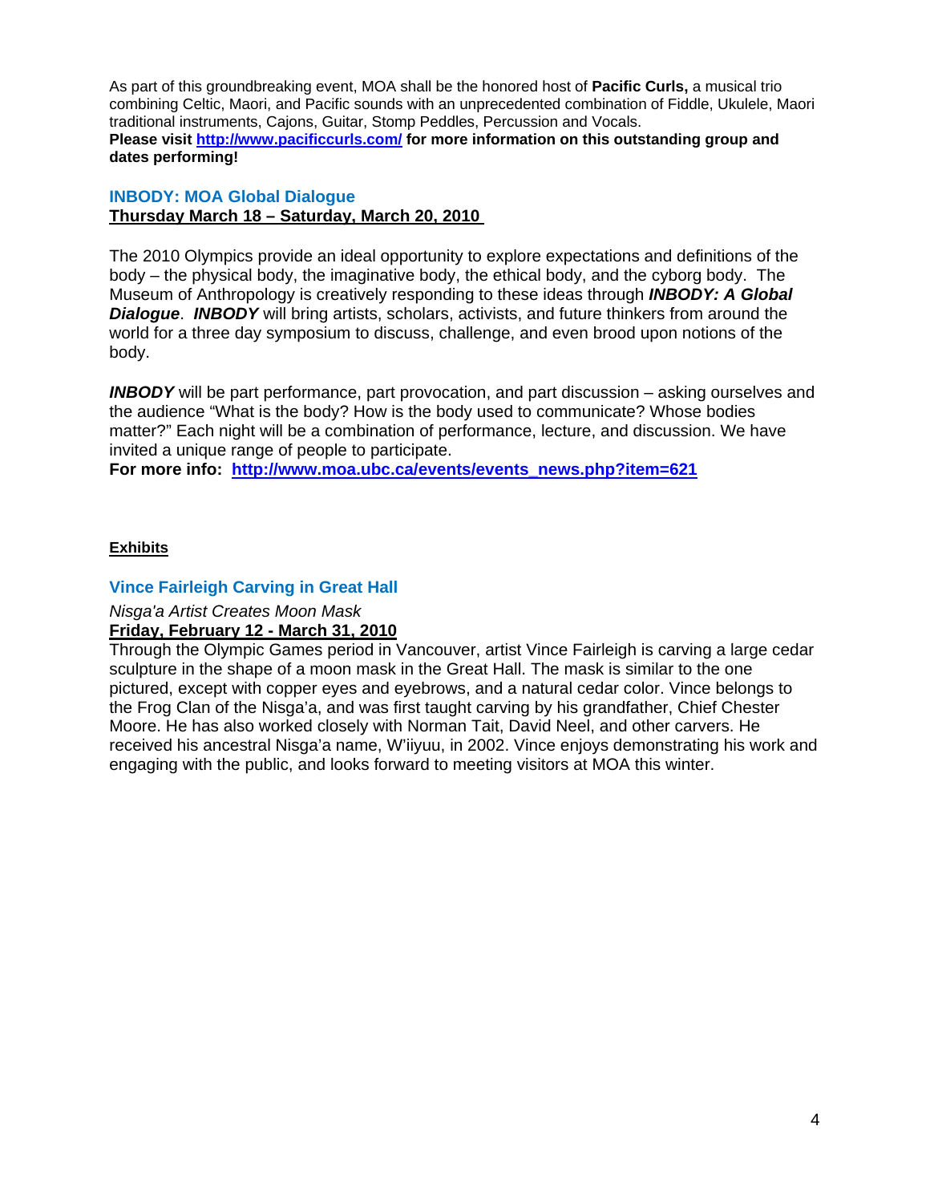As part of this groundbreaking event, MOA shall be the honored host of **Pacific Curls,** a musical trio combining Celtic, Maori, and Pacific sounds with an unprecedented combination of Fiddle, Ukulele, Maori traditional instruments, Cajons, Guitar, Stomp Peddles, Percussion and Vocals.
**Please visit [http://www.pacificcurls.com/](http://www.pacificcurls.com/) for more information on this outstanding group and dates performing!**

### INBODY: MOA Global Dialogue

**Thursday March 18 – Saturday, March 20, 2010**

The 2010 Olympics provide an ideal opportunity to explore expectations and definitions of the body – the physical body, the imaginative body, the ethical body, and the cyborg body. The Museum of Anthropology is creatively responding to these ideas through ***INBODY: A Global Dialogue***. ***INBODY*** will bring artists, scholars, activists, and future thinkers from around the world for a three day symposium to discuss, challenge, and even brood upon notions of the body.

***INBODY*** will be part performance, part provocation, and part discussion – asking ourselves and the audience "What is the body? How is the body used to communicate? Whose bodies matter?" Each night will be a combination of performance, lecture, and discussion. We have invited a unique range of people to participate.
**For more info: [http://www.moa.ubc.ca/events/events_news.php?item=621](http://www.moa.ubc.ca/events/events_news.php?item=621)**

## Exhibits

### Vince Fairleigh Carving in Great Hall

*Nisga'a Artist Creates Moon Mask*

**Friday, February 12 - March 31, 2010**

Through the Olympic Games period in Vancouver, artist Vince Fairleigh is carving a large cedar sculpture in the shape of a moon mask in the Great Hall. The mask is similar to the one pictured, except with copper eyes and eyebrows, and a natural cedar color. Vince belongs to the Frog Clan of the Nisga'a, and was first taught carving by his grandfather, Chief Chester Moore. He has also worked closely with Norman Tait, David Neel, and other carvers. He received his ancestral Nisga'a name, W'iiyuu, in 2002. Vince enjoys demonstrating his work and engaging with the public, and looks forward to meeting visitors at MOA this winter.